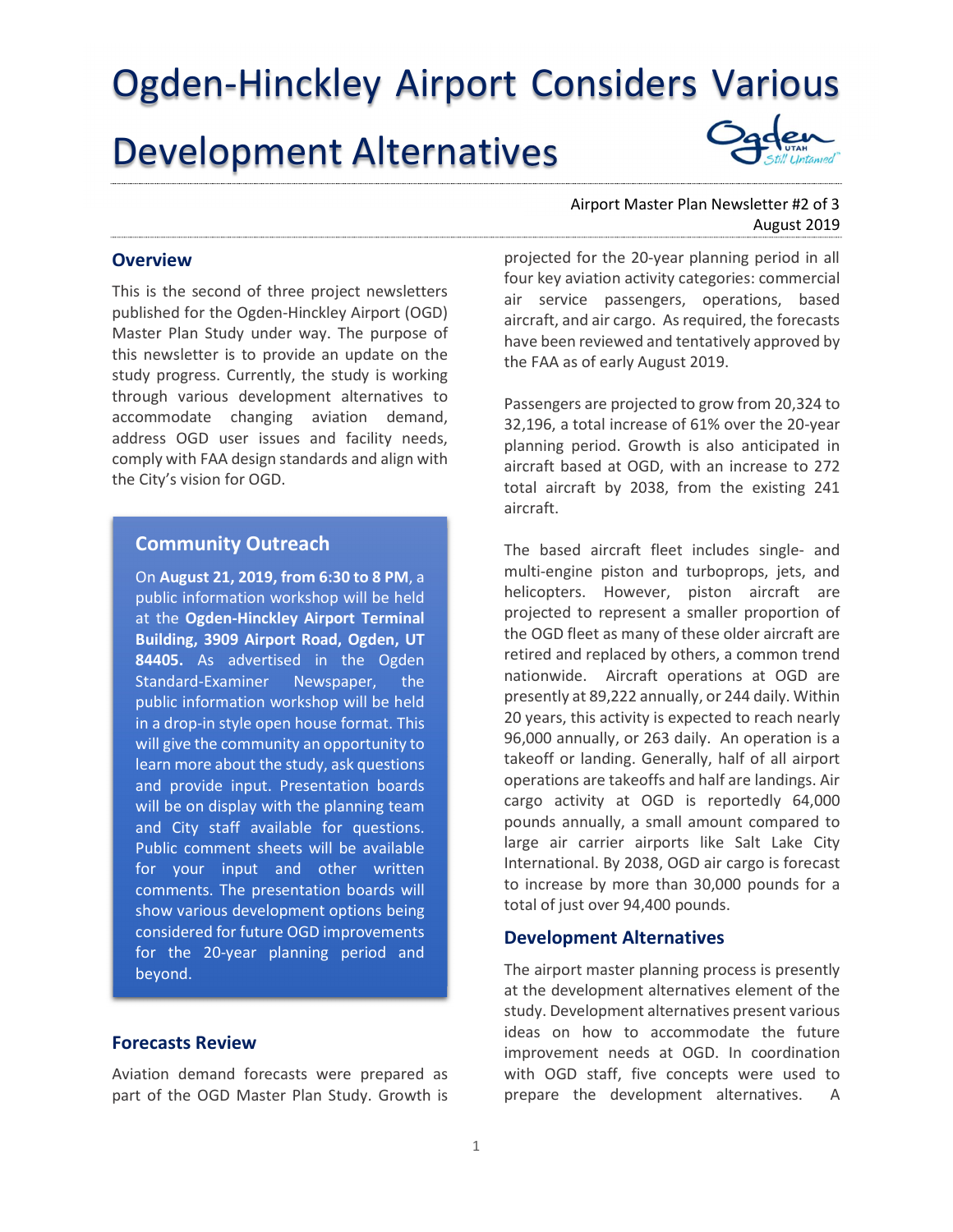# Ogden-Hinckley Airport Considers Various Development Alternatives

Airport Master Plan Newsletter #2 of 3
August 2019

## Overview

This is the second of three project newsletters published for the Ogden-Hinckley Airport (OGD) Master Plan Study under way. The purpose of this newsletter is to provide an update on the study progress. Currently, the study is working through various development alternatives to accommodate changing aviation demand, address OGD user issues and facility needs, comply with FAA design standards and align with the City's vision for OGD.

## Community Outreach

On **August 21, 2019, from 6:30 to 8 PM**, a public information workshop will be held at the **Ogden-Hinckley Airport Terminal Building, 3909 Airport Road, Ogden, UT 84405.** As advertised in the Ogden Standard-Examiner Newspaper, the public information workshop will be held in a drop-in style open house format. This will give the community an opportunity to learn more about the study, ask questions and provide input. Presentation boards will be on display with the planning team and City staff available for questions. Public comment sheets will be available for your input and other written comments. The presentation boards will show various development options being considered for future OGD improvements for the 20-year planning period and beyond.

## Forecasts Review

Aviation demand forecasts were prepared as part of the OGD Master Plan Study. Growth is projected for the 20-year planning period in all four key aviation activity categories: commercial air service passengers, operations, based aircraft, and air cargo. As required, the forecasts have been reviewed and tentatively approved by the FAA as of early August 2019.

Passengers are projected to grow from 20,324 to 32,196, a total increase of 61% over the 20-year planning period. Growth is also anticipated in aircraft based at OGD, with an increase to 272 total aircraft by 2038, from the existing 241 aircraft.

The based aircraft fleet includes single- and multi-engine piston and turboprops, jets, and helicopters. However, piston aircraft are projected to represent a smaller proportion of the OGD fleet as many of these older aircraft are retired and replaced by others, a common trend nationwide. Aircraft operations at OGD are presently at 89,222 annually, or 244 daily. Within 20 years, this activity is expected to reach nearly 96,000 annually, or 263 daily. An operation is a takeoff or landing. Generally, half of all airport operations are takeoffs and half are landings. Air cargo activity at OGD is reportedly 64,000 pounds annually, a small amount compared to large air carrier airports like Salt Lake City International. By 2038, OGD air cargo is forecast to increase by more than 30,000 pounds for a total of just over 94,400 pounds.

## Development Alternatives

The airport master planning process is presently at the development alternatives element of the study. Development alternatives present various ideas on how to accommodate the future improvement needs at OGD. In coordination with OGD staff, five concepts were used to prepare the development alternatives. A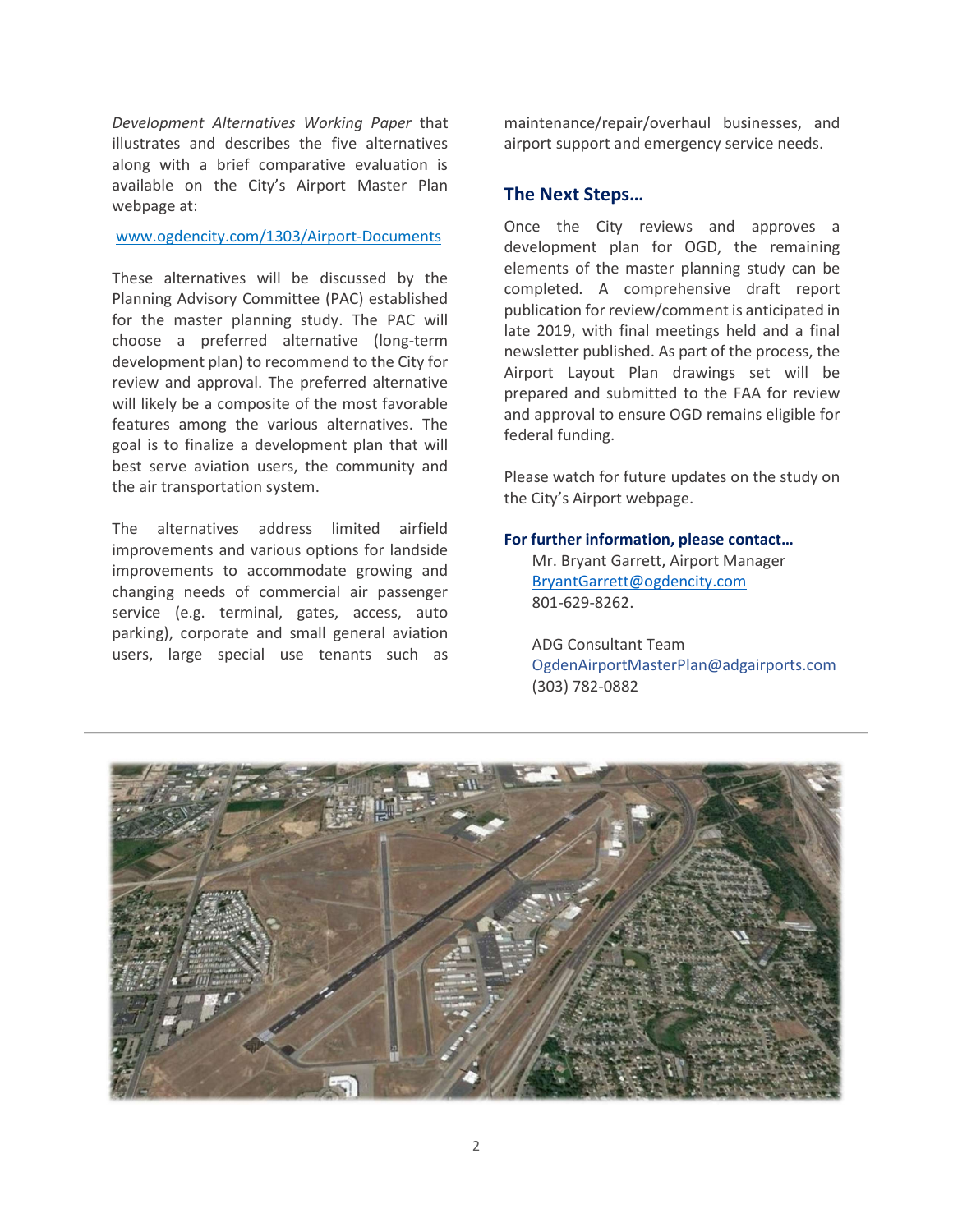*Development Alternatives Working Paper* that illustrates and describes the five alternatives along with a brief comparative evaluation is available on the City's Airport Master Plan webpage at:

[www.ogdencity.com/1303/Airport-Documents](http://www.ogdencity.com/1303/Airport-Documents)

These alternatives will be discussed by the Planning Advisory Committee (PAC) established for the master planning study. The PAC will choose a preferred alternative (long-term development plan) to recommend to the City for review and approval. The preferred alternative will likely be a composite of the most favorable features among the various alternatives. The goal is to finalize a development plan that will best serve aviation users, the community and the air transportation system.

The alternatives address limited airfield improvements and various options for landside improvements to accommodate growing and changing needs of commercial air passenger service (e.g. terminal, gates, access, auto parking), corporate and small general aviation users, large special use tenants such as maintenance/repair/overhaul businesses, and airport support and emergency service needs.

## The Next Steps…

Once the City reviews and approves a development plan for OGD, the remaining elements of the master planning study can be completed. A comprehensive draft report publication for review/comment is anticipated in late 2019, with final meetings held and a final newsletter published. As part of the process, the Airport Layout Plan drawings set will be prepared and submitted to the FAA for review and approval to ensure OGD remains eligible for federal funding.

Please watch for future updates on the study on the City's Airport webpage.

**For further information, please contact…**

Mr. Bryant Garrett, Airport Manager
BryantGarrett@ogdencity.com
801-629-8262.

ADG Consultant Team
OgdenAirportMasterPlan@adgairports.com
(303) 782-0882